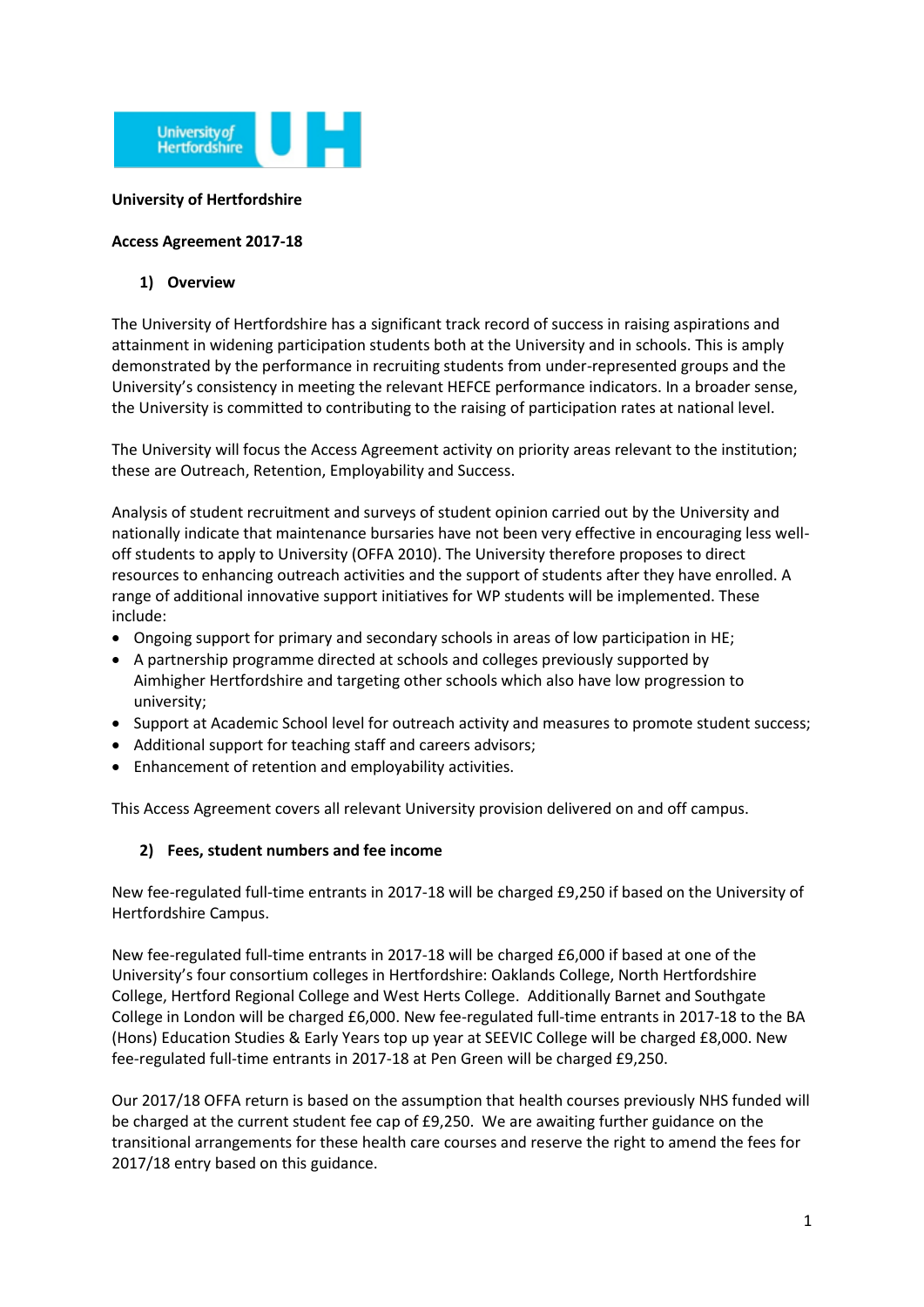**University of Hertfordshire**

**Access Agreement 2017-18**

## 1) Overview

The University of Hertfordshire has a significant track record of success in raising aspirations and attainment in widening participation students both at the University and in schools. This is amply demonstrated by the performance in recruiting students from under-represented groups and the University's consistency in meeting the relevant HEFCE performance indicators. In a broader sense, the University is committed to contributing to the raising of participation rates at national level.

The University will focus the Access Agreement activity on priority areas relevant to the institution; these are Outreach, Retention, Employability and Success.

Analysis of student recruitment and surveys of student opinion carried out by the University and nationally indicate that maintenance bursaries have not been very effective in encouraging less well-off students to apply to University (OFFA 2010). The University therefore proposes to direct resources to enhancing outreach activities and the support of students after they have enrolled. A range of additional innovative support initiatives for WP students will be implemented. These include:

- Ongoing support for primary and secondary schools in areas of low participation in HE;
- A partnership programme directed at schools and colleges previously supported by Aimhigher Hertfordshire and targeting other schools which also have low progression to university;
- Support at Academic School level for outreach activity and measures to promote student success;
- Additional support for teaching staff and careers advisors;
- Enhancement of retention and employability activities.

This Access Agreement covers all relevant University provision delivered on and off campus.

## 2) Fees, student numbers and fee income

New fee-regulated full-time entrants in 2017-18 will be charged £9,250 if based on the University of Hertfordshire Campus.

New fee-regulated full-time entrants in 2017-18 will be charged £6,000 if based at one of the University's four consortium colleges in Hertfordshire: Oaklands College, North Hertfordshire College, Hertford Regional College and West Herts College. Additionally Barnet and Southgate College in London will be charged £6,000. New fee-regulated full-time entrants in 2017-18 to the BA (Hons) Education Studies & Early Years top up year at SEEVIC College will be charged £8,000. New fee-regulated full-time entrants in 2017-18 at Pen Green will be charged £9,250.

Our 2017/18 OFFA return is based on the assumption that health courses previously NHS funded will be charged at the current student fee cap of £9,250. We are awaiting further guidance on the transitional arrangements for these health care courses and reserve the right to amend the fees for 2017/18 entry based on this guidance.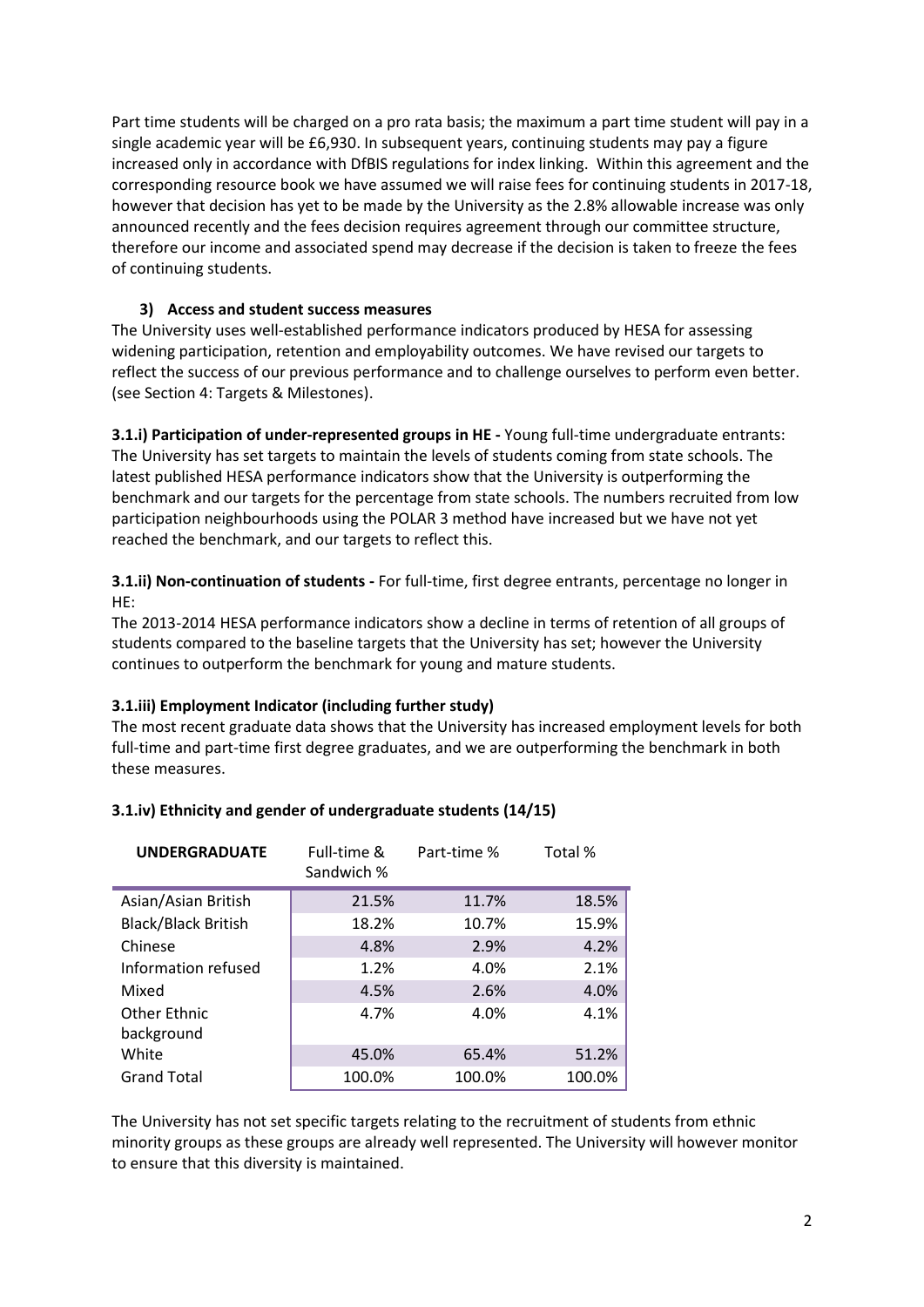Part time students will be charged on a pro rata basis; the maximum a part time student will pay in a single academic year will be £6,930. In subsequent years, continuing students may pay a figure increased only in accordance with DfBIS regulations for index linking. Within this agreement and the corresponding resource book we have assumed we will raise fees for continuing students in 2017-18, however that decision has yet to be made by the University as the 2.8% allowable increase was only announced recently and the fees decision requires agreement through our committee structure, therefore our income and associated spend may decrease if the decision is taken to freeze the fees of continuing students.

### 3) Access and student success measures

The University uses well-established performance indicators produced by HESA for assessing widening participation, retention and employability outcomes. We have revised our targets to reflect the success of our previous performance and to challenge ourselves to perform even better. (see Section 4: Targets & Milestones).

**3.1.i) Participation of under-represented groups in HE -** Young full-time undergraduate entrants: The University has set targets to maintain the levels of students coming from state schools. The latest published HESA performance indicators show that the University is outperforming the benchmark and our targets for the percentage from state schools. The numbers recruited from low participation neighbourhoods using the POLAR 3 method have increased but we have not yet reached the benchmark, and our targets to reflect this.

**3.1.ii) Non-continuation of students -** For full-time, first degree entrants, percentage no longer in HE:

The 2013-2014 HESA performance indicators show a decline in terms of retention of all groups of students compared to the baseline targets that the University has set; however the University continues to outperform the benchmark for young and mature students.

**3.1.iii) Employment Indicator (including further study)**

The most recent graduate data shows that the University has increased employment levels for both full-time and part-time first degree graduates, and we are outperforming the benchmark in both these measures.

**3.1.iv) Ethnicity and gender of undergraduate students (14/15)**

| UNDERGRADUATE | Full-time & Sandwich % | Part-time % | Total % |
|---|---|---|---|
| Asian/Asian British | 21.5% | 11.7% | 18.5% |
| Black/Black British | 18.2% | 10.7% | 15.9% |
| Chinese | 4.8% | 2.9% | 4.2% |
| Information refused | 1.2% | 4.0% | 2.1% |
| Mixed | 4.5% | 2.6% | 4.0% |
| Other Ethnic background | 4.7% | 4.0% | 4.1% |
| White | 45.0% | 65.4% | 51.2% |
| Grand Total | 100.0% | 100.0% | 100.0% |

The University has not set specific targets relating to the recruitment of students from ethnic minority groups as these groups are already well represented. The University will however monitor to ensure that this diversity is maintained.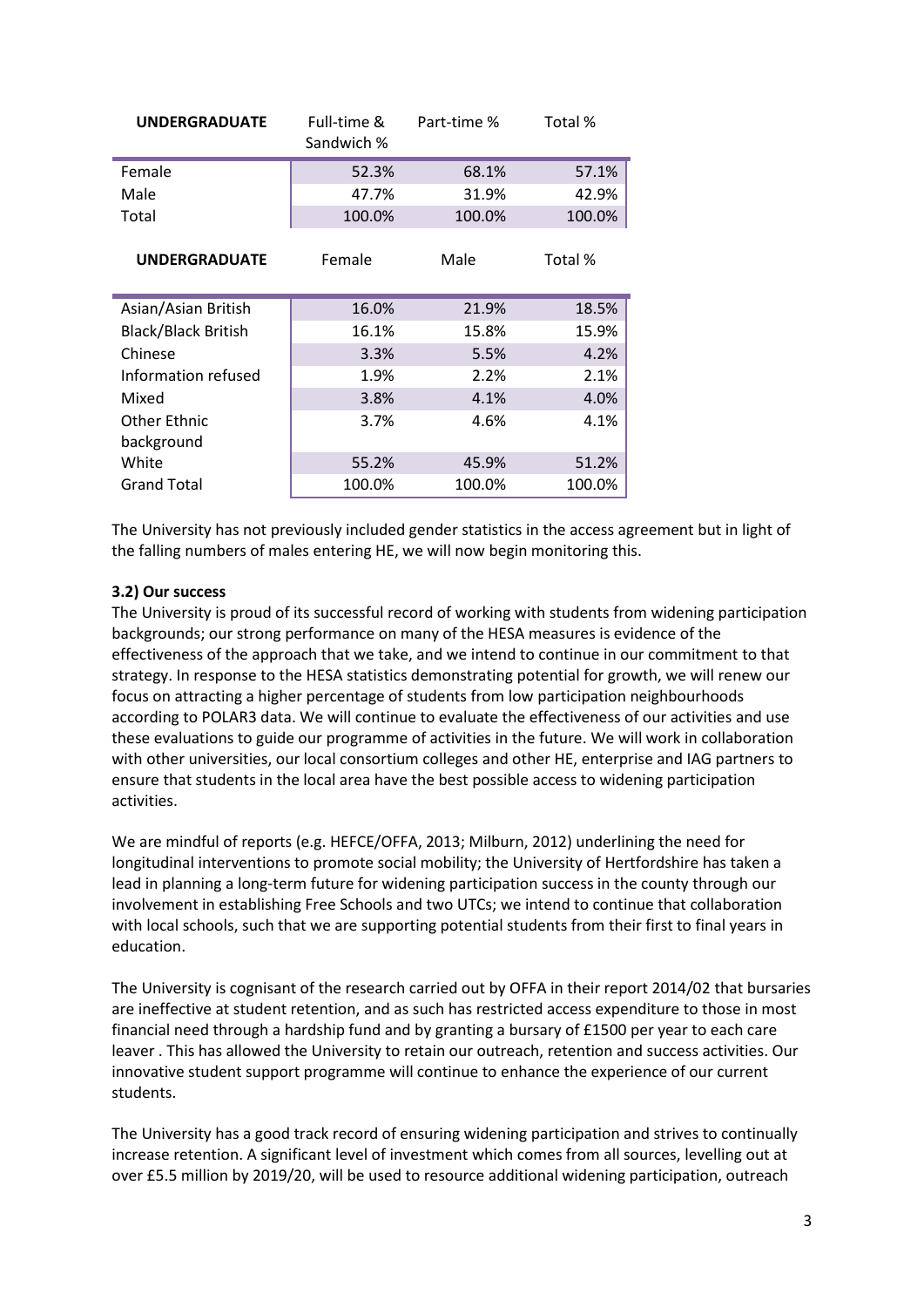| UNDERGRADUATE | Full-time & Sandwich % | Part-time % | Total % |
|---|---|---|---|
| Female | 52.3% | 68.1% | 57.1% |
| Male | 47.7% | 31.9% | 42.9% |
| Total | 100.0% | 100.0% | 100.0% |

| UNDERGRADUATE | Female | Male | Total % |
|---|---|---|---|
| Asian/Asian British | 16.0% | 21.9% | 18.5% |
| Black/Black British | 16.1% | 15.8% | 15.9% |
| Chinese | 3.3% | 5.5% | 4.2% |
| Information refused | 1.9% | 2.2% | 2.1% |
| Mixed | 3.8% | 4.1% | 4.0% |
| Other Ethnic background | 3.7% | 4.6% | 4.1% |
| White | 55.2% | 45.9% | 51.2% |
| Grand Total | 100.0% | 100.0% | 100.0% |

The University has not previously included gender statistics in the access agreement but in light of the falling numbers of males entering HE, we will now begin monitoring this.

**3.2) Our success**

The University is proud of its successful record of working with students from widening participation backgrounds; our strong performance on many of the HESA measures is evidence of the effectiveness of the approach that we take, and we intend to continue in our commitment to that strategy. In response to the HESA statistics demonstrating potential for growth, we will renew our focus on attracting a higher percentage of students from low participation neighbourhoods according to POLAR3 data. We will continue to evaluate the effectiveness of our activities and use these evaluations to guide our programme of activities in the future. We will work in collaboration with other universities, our local consortium colleges and other HE, enterprise and IAG partners to ensure that students in the local area have the best possible access to widening participation activities.

We are mindful of reports (e.g. HEFCE/OFFA, 2013; Milburn, 2012) underlining the need for longitudinal interventions to promote social mobility; the University of Hertfordshire has taken a lead in planning a long-term future for widening participation success in the county through our involvement in establishing Free Schools and two UTCs; we intend to continue that collaboration with local schools, such that we are supporting potential students from their first to final years in education.

The University is cognisant of the research carried out by OFFA in their report 2014/02 that bursaries are ineffective at student retention, and as such has restricted access expenditure to those in most financial need through a hardship fund and by granting a bursary of £1500 per year to each care leaver . This has allowed the University to retain our outreach, retention and success activities. Our innovative student support programme will continue to enhance the experience of our current students.

The University has a good track record of ensuring widening participation and strives to continually increase retention. A significant level of investment which comes from all sources, levelling out at over £5.5 million by 2019/20, will be used to resource additional widening participation, outreach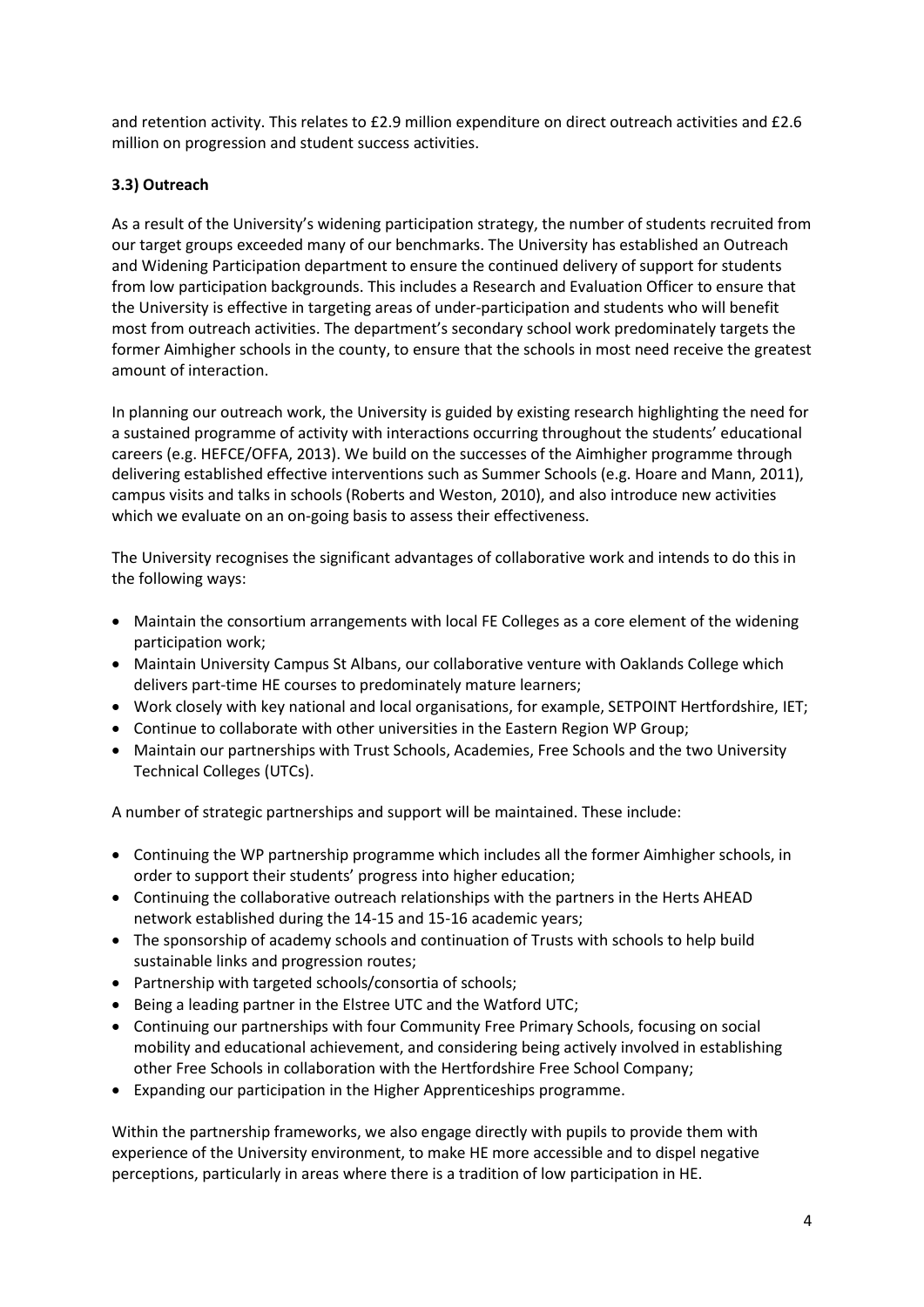and retention activity. This relates to £2.9 million expenditure on direct outreach activities and £2.6 million on progression and student success activities.

### 3.3) Outreach

As a result of the University's widening participation strategy, the number of students recruited from our target groups exceeded many of our benchmarks. The University has established an Outreach and Widening Participation department to ensure the continued delivery of support for students from low participation backgrounds. This includes a Research and Evaluation Officer to ensure that the University is effective in targeting areas of under-participation and students who will benefit most from outreach activities. The department's secondary school work predominately targets the former Aimhigher schools in the county, to ensure that the schools in most need receive the greatest amount of interaction.

In planning our outreach work, the University is guided by existing research highlighting the need for a sustained programme of activity with interactions occurring throughout the students' educational careers (e.g. HEFCE/OFFA, 2013). We build on the successes of the Aimhigher programme through delivering established effective interventions such as Summer Schools (e.g. Hoare and Mann, 2011), campus visits and talks in schools (Roberts and Weston, 2010), and also introduce new activities which we evaluate on an on-going basis to assess their effectiveness.

The University recognises the significant advantages of collaborative work and intends to do this in the following ways:

- Maintain the consortium arrangements with local FE Colleges as a core element of the widening participation work;
- Maintain University Campus St Albans, our collaborative venture with Oaklands College which delivers part-time HE courses to predominately mature learners;
- Work closely with key national and local organisations, for example, SETPOINT Hertfordshire, IET;
- Continue to collaborate with other universities in the Eastern Region WP Group;
- Maintain our partnerships with Trust Schools, Academies, Free Schools and the two University Technical Colleges (UTCs).

A number of strategic partnerships and support will be maintained. These include:

- Continuing the WP partnership programme which includes all the former Aimhigher schools, in order to support their students' progress into higher education;
- Continuing the collaborative outreach relationships with the partners in the Herts AHEAD network established during the 14-15 and 15-16 academic years;
- The sponsorship of academy schools and continuation of Trusts with schools to help build sustainable links and progression routes;
- Partnership with targeted schools/consortia of schools;
- Being a leading partner in the Elstree UTC and the Watford UTC;
- Continuing our partnerships with four Community Free Primary Schools, focusing on social mobility and educational achievement, and considering being actively involved in establishing other Free Schools in collaboration with the Hertfordshire Free School Company;
- Expanding our participation in the Higher Apprenticeships programme.

Within the partnership frameworks, we also engage directly with pupils to provide them with experience of the University environment, to make HE more accessible and to dispel negative perceptions, particularly in areas where there is a tradition of low participation in HE.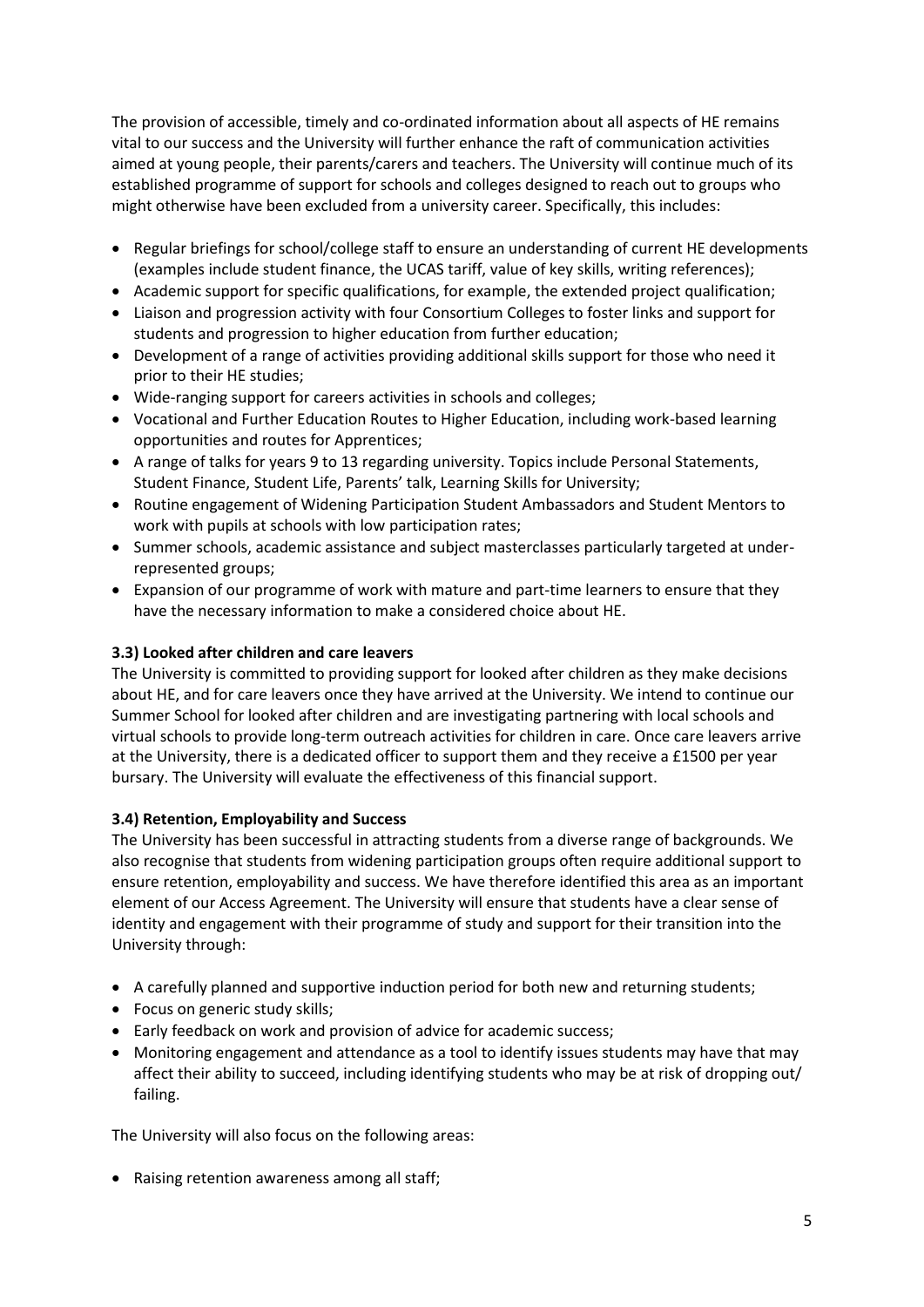The provision of accessible, timely and co-ordinated information about all aspects of HE remains vital to our success and the University will further enhance the raft of communication activities aimed at young people, their parents/carers and teachers. The University will continue much of its established programme of support for schools and colleges designed to reach out to groups who might otherwise have been excluded from a university career. Specifically, this includes:

- Regular briefings for school/college staff to ensure an understanding of current HE developments (examples include student finance, the UCAS tariff, value of key skills, writing references);
- Academic support for specific qualifications, for example, the extended project qualification;
- Liaison and progression activity with four Consortium Colleges to foster links and support for students and progression to higher education from further education;
- Development of a range of activities providing additional skills support for those who need it prior to their HE studies;
- Wide-ranging support for careers activities in schools and colleges;
- Vocational and Further Education Routes to Higher Education, including work-based learning opportunities and routes for Apprentices;
- A range of talks for years 9 to 13 regarding university. Topics include Personal Statements, Student Finance, Student Life, Parents' talk, Learning Skills for University;
- Routine engagement of Widening Participation Student Ambassadors and Student Mentors to work with pupils at schools with low participation rates;
- Summer schools, academic assistance and subject masterclasses particularly targeted at under-represented groups;
- Expansion of our programme of work with mature and part-time learners to ensure that they have the necessary information to make a considered choice about HE.

### 3.3) Looked after children and care leavers

The University is committed to providing support for looked after children as they make decisions about HE, and for care leavers once they have arrived at the University. We intend to continue our Summer School for looked after children and are investigating partnering with local schools and virtual schools to provide long-term outreach activities for children in care. Once care leavers arrive at the University, there is a dedicated officer to support them and they receive a £1500 per year bursary. The University will evaluate the effectiveness of this financial support.

### 3.4) Retention, Employability and Success

The University has been successful in attracting students from a diverse range of backgrounds. We also recognise that students from widening participation groups often require additional support to ensure retention, employability and success. We have therefore identified this area as an important element of our Access Agreement. The University will ensure that students have a clear sense of identity and engagement with their programme of study and support for their transition into the University through:

- A carefully planned and supportive induction period for both new and returning students;
- Focus on generic study skills;
- Early feedback on work and provision of advice for academic success;
- Monitoring engagement and attendance as a tool to identify issues students may have that may affect their ability to succeed, including identifying students who may be at risk of dropping out/ failing.

The University will also focus on the following areas:

- Raising retention awareness among all staff;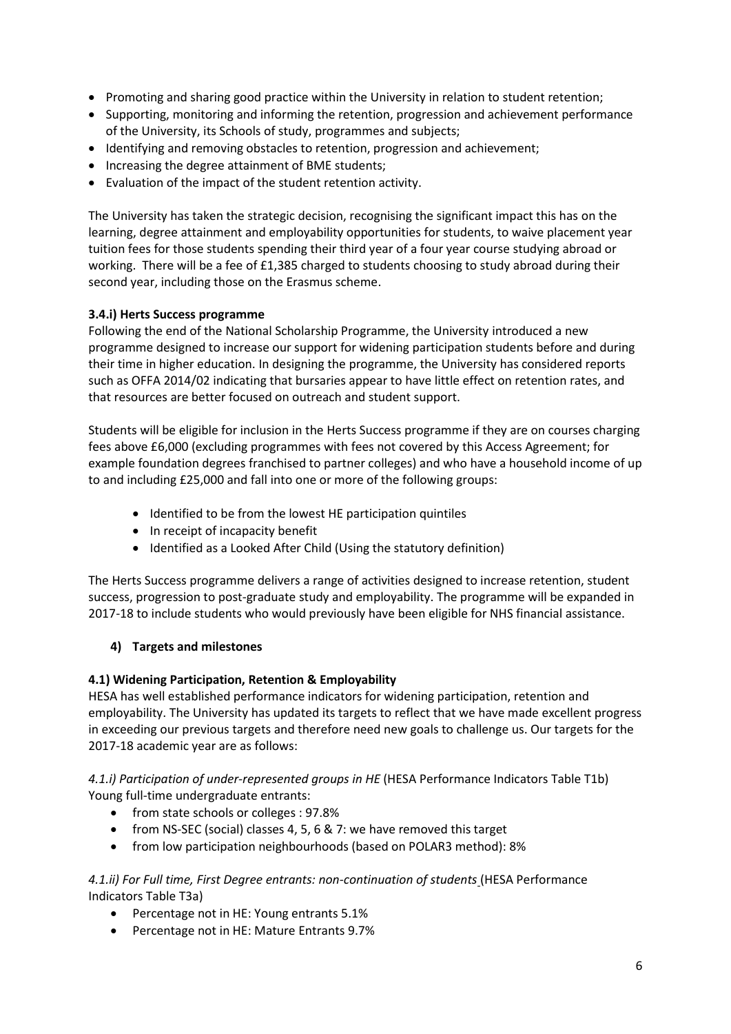- Promoting and sharing good practice within the University in relation to student retention;
- Supporting, monitoring and informing the retention, progression and achievement performance of the University, its Schools of study, programmes and subjects;
- Identifying and removing obstacles to retention, progression and achievement;
- Increasing the degree attainment of BME students;
- Evaluation of the impact of the student retention activity.

The University has taken the strategic decision, recognising the significant impact this has on the learning, degree attainment and employability opportunities for students, to waive placement year tuition fees for those students spending their third year of a four year course studying abroad or working. There will be a fee of £1,385 charged to students choosing to study abroad during their second year, including those on the Erasmus scheme.

**3.4.i) Herts Success programme**

Following the end of the National Scholarship Programme, the University introduced a new programme designed to increase our support for widening participation students before and during their time in higher education. In designing the programme, the University has considered reports such as OFFA 2014/02 indicating that bursaries appear to have little effect on retention rates, and that resources are better focused on outreach and student support.

Students will be eligible for inclusion in the Herts Success programme if they are on courses charging fees above £6,000 (excluding programmes with fees not covered by this Access Agreement; for example foundation degrees franchised to partner colleges) and who have a household income of up to and including £25,000 and fall into one or more of the following groups:

- Identified to be from the lowest HE participation quintiles
- In receipt of incapacity benefit
- Identified as a Looked After Child (Using the statutory definition)

The Herts Success programme delivers a range of activities designed to increase retention, student success, progression to post-graduate study and employability. The programme will be expanded in 2017-18 to include students who would previously have been eligible for NHS financial assistance.

## 4) Targets and milestones

**4.1) Widening Participation, Retention & Employability**

HESA has well established performance indicators for widening participation, retention and employability. The University has updated its targets to reflect that we have made excellent progress in exceeding our previous targets and therefore need new goals to challenge us. Our targets for the 2017-18 academic year are as follows:

*4.1.i) Participation of under-represented groups in HE* (HESA Performance Indicators Table T1b)
Young full-time undergraduate entrants:

- from state schools or colleges : 97.8%
- from NS-SEC (social) classes 4, 5, 6 & 7: we have removed this target
- from low participation neighbourhoods (based on POLAR3 method): 8%

*4.1.ii) For Full time, First Degree entrants: non-continuation of students* (HESA Performance Indicators Table T3a)

- Percentage not in HE: Young entrants 5.1%
- Percentage not in HE: Mature Entrants 9.7%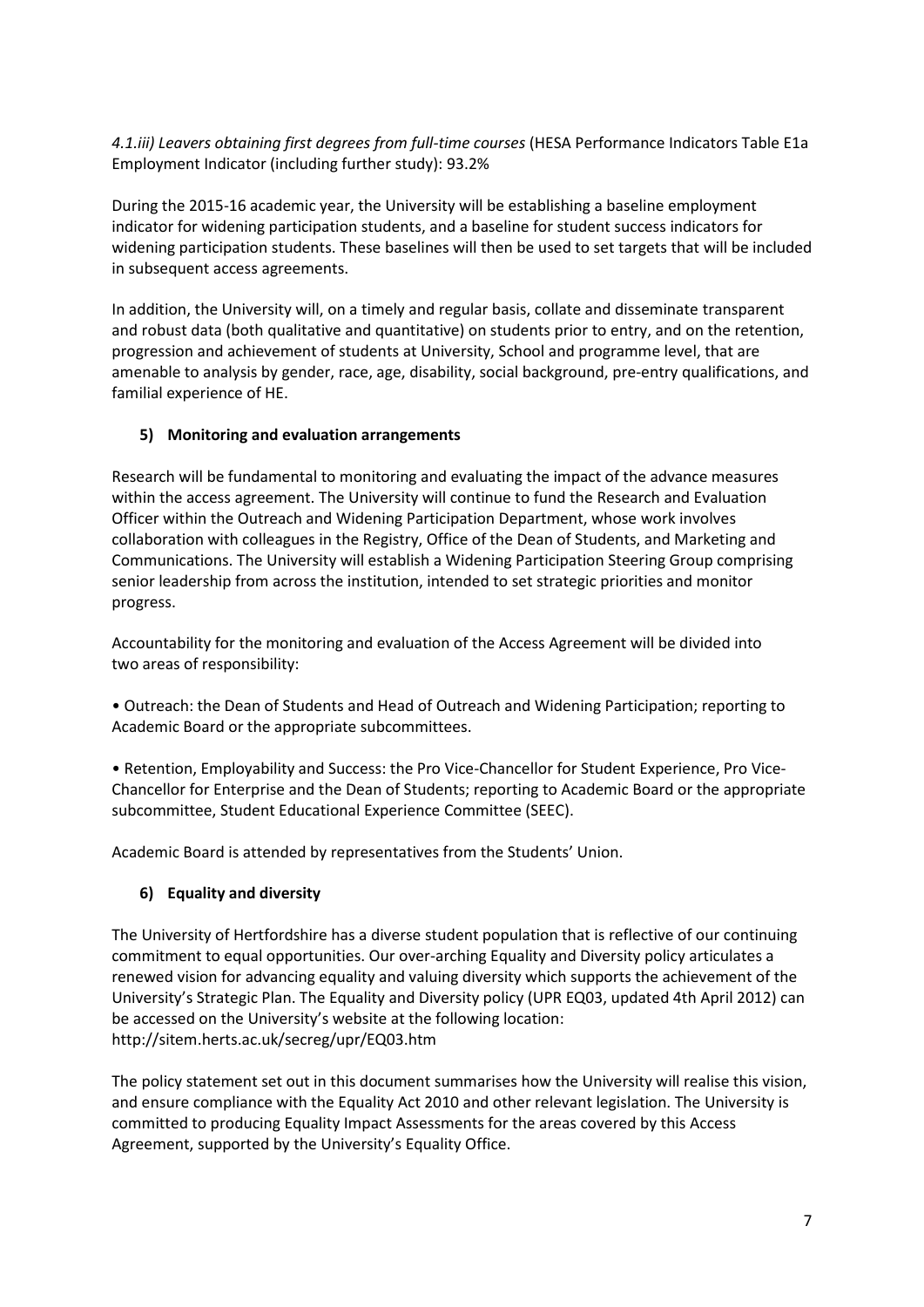*4.1.iii) Leavers obtaining first degrees from full-time courses* (HESA Performance Indicators Table E1a Employment Indicator (including further study): 93.2%

During the 2015-16 academic year, the University will be establishing a baseline employment indicator for widening participation students, and a baseline for student success indicators for widening participation students. These baselines will then be used to set targets that will be included in subsequent access agreements.

In addition, the University will, on a timely and regular basis, collate and disseminate transparent and robust data (both qualitative and quantitative) on students prior to entry, and on the retention, progression and achievement of students at University, School and programme level, that are amenable to analysis by gender, race, age, disability, social background, pre-entry qualifications, and familial experience of HE.

## 5) Monitoring and evaluation arrangements

Research will be fundamental to monitoring and evaluating the impact of the advance measures within the access agreement. The University will continue to fund the Research and Evaluation Officer within the Outreach and Widening Participation Department, whose work involves collaboration with colleagues in the Registry, Office of the Dean of Students, and Marketing and Communications. The University will establish a Widening Participation Steering Group comprising senior leadership from across the institution, intended to set strategic priorities and monitor progress.

Accountability for the monitoring and evaluation of the Access Agreement will be divided into two areas of responsibility:

- Outreach: the Dean of Students and Head of Outreach and Widening Participation; reporting to Academic Board or the appropriate subcommittees.

- Retention, Employability and Success: the Pro Vice-Chancellor for Student Experience, Pro Vice-Chancellor for Enterprise and the Dean of Students; reporting to Academic Board or the appropriate subcommittee, Student Educational Experience Committee (SEEC).

Academic Board is attended by representatives from the Students' Union.

## 6) Equality and diversity

The University of Hertfordshire has a diverse student population that is reflective of our continuing commitment to equal opportunities. Our over-arching Equality and Diversity policy articulates a renewed vision for advancing equality and valuing diversity which supports the achievement of the University's Strategic Plan. The Equality and Diversity policy (UPR EQ03, updated 4th April 2012) can be accessed on the University's website at the following location: http://sitem.herts.ac.uk/secreg/upr/EQ03.htm

The policy statement set out in this document summarises how the University will realise this vision, and ensure compliance with the Equality Act 2010 and other relevant legislation. The University is committed to producing Equality Impact Assessments for the areas covered by this Access Agreement, supported by the University's Equality Office.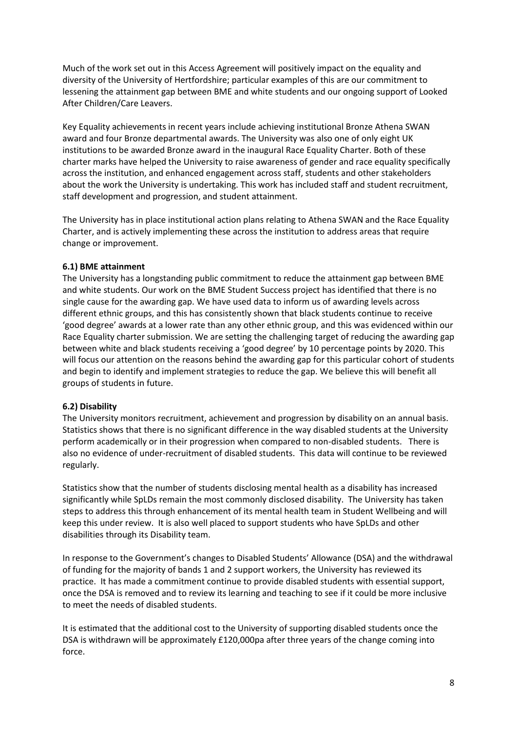Much of the work set out in this Access Agreement will positively impact on the equality and diversity of the University of Hertfordshire; particular examples of this are our commitment to lessening the attainment gap between BME and white students and our ongoing support of Looked After Children/Care Leavers.

Key Equality achievements in recent years include achieving institutional Bronze Athena SWAN award and four Bronze departmental awards. The University was also one of only eight UK institutions to be awarded Bronze award in the inaugural Race Equality Charter. Both of these charter marks have helped the University to raise awareness of gender and race equality specifically across the institution, and enhanced engagement across staff, students and other stakeholders about the work the University is undertaking. This work has included staff and student recruitment, staff development and progression, and student attainment.

The University has in place institutional action plans relating to Athena SWAN and the Race Equality Charter, and is actively implementing these across the institution to address areas that require change or improvement.

**6.1) BME attainment**

The University has a longstanding public commitment to reduce the attainment gap between BME and white students. Our work on the BME Student Success project has identified that there is no single cause for the awarding gap. We have used data to inform us of awarding levels across different ethnic groups, and this has consistently shown that black students continue to receive 'good degree' awards at a lower rate than any other ethnic group, and this was evidenced within our Race Equality charter submission. We are setting the challenging target of reducing the awarding gap between white and black students receiving a 'good degree' by 10 percentage points by 2020. This will focus our attention on the reasons behind the awarding gap for this particular cohort of students and begin to identify and implement strategies to reduce the gap. We believe this will benefit all groups of students in future.

**6.2) Disability**

The University monitors recruitment, achievement and progression by disability on an annual basis. Statistics shows that there is no significant difference in the way disabled students at the University perform academically or in their progression when compared to non-disabled students. There is also no evidence of under-recruitment of disabled students. This data will continue to be reviewed regularly.

Statistics show that the number of students disclosing mental health as a disability has increased significantly while SpLDs remain the most commonly disclosed disability. The University has taken steps to address this through enhancement of its mental health team in Student Wellbeing and will keep this under review. It is also well placed to support students who have SpLDs and other disabilities through its Disability team.

In response to the Government's changes to Disabled Students' Allowance (DSA) and the withdrawal of funding for the majority of bands 1 and 2 support workers, the University has reviewed its practice. It has made a commitment continue to provide disabled students with essential support, once the DSA is removed and to review its learning and teaching to see if it could be more inclusive to meet the needs of disabled students.

It is estimated that the additional cost to the University of supporting disabled students once the DSA is withdrawn will be approximately £120,000pa after three years of the change coming into force.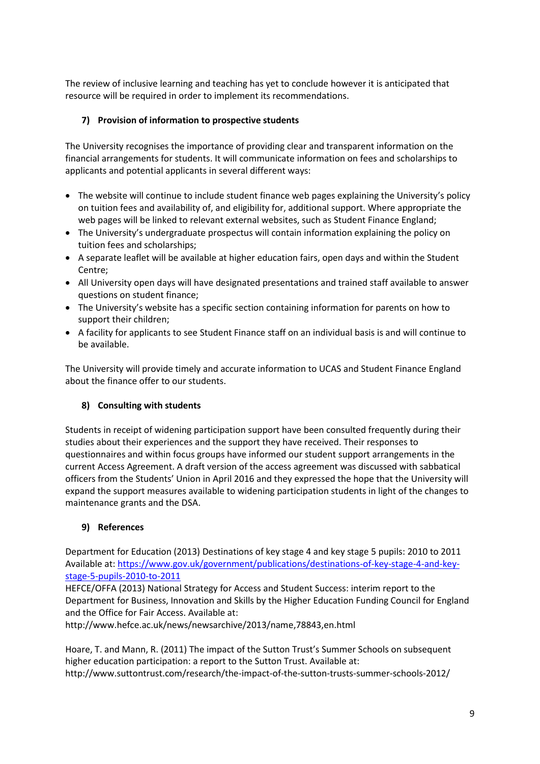The review of inclusive learning and teaching has yet to conclude however it is anticipated that resource will be required in order to implement its recommendations.

## 7) Provision of information to prospective students

The University recognises the importance of providing clear and transparent information on the financial arrangements for students. It will communicate information on fees and scholarships to applicants and potential applicants in several different ways:

- The website will continue to include student finance web pages explaining the University's policy on tuition fees and availability of, and eligibility for, additional support. Where appropriate the web pages will be linked to relevant external websites, such as Student Finance England;
- The University's undergraduate prospectus will contain information explaining the policy on tuition fees and scholarships;
- A separate leaflet will be available at higher education fairs, open days and within the Student Centre;
- All University open days will have designated presentations and trained staff available to answer questions on student finance;
- The University's website has a specific section containing information for parents on how to support their children;
- A facility for applicants to see Student Finance staff on an individual basis is and will continue to be available.

The University will provide timely and accurate information to UCAS and Student Finance England about the finance offer to our students.

## 8) Consulting with students

Students in receipt of widening participation support have been consulted frequently during their studies about their experiences and the support they have received. Their responses to questionnaires and within focus groups have informed our student support arrangements in the current Access Agreement. A draft version of the access agreement was discussed with sabbatical officers from the Students' Union in April 2016 and they expressed the hope that the University will expand the support measures available to widening participation students in light of the changes to maintenance grants and the DSA.

## 9) References

Department for Education (2013) Destinations of key stage 4 and key stage 5 pupils: 2010 to 2011 Available at: [https://www.gov.uk/government/publications/destinations-of-key-stage-4-and-key-stage-5-pupils-2010-to-2011](https://www.gov.uk/government/publications/destinations-of-key-stage-4-and-key-stage-5-pupils-2010-to-2011)
HEFCE/OFFA (2013) National Strategy for Access and Student Success: interim report to the Department for Business, Innovation and Skills by the Higher Education Funding Council for England and the Office for Fair Access. Available at:
http://www.hefce.ac.uk/news/newsarchive/2013/name,78843,en.html

Hoare, T. and Mann, R. (2011) The impact of the Sutton Trust's Summer Schools on subsequent higher education participation: a report to the Sutton Trust. Available at:
http://www.suttontrust.com/research/the-impact-of-the-sutton-trusts-summer-schools-2012/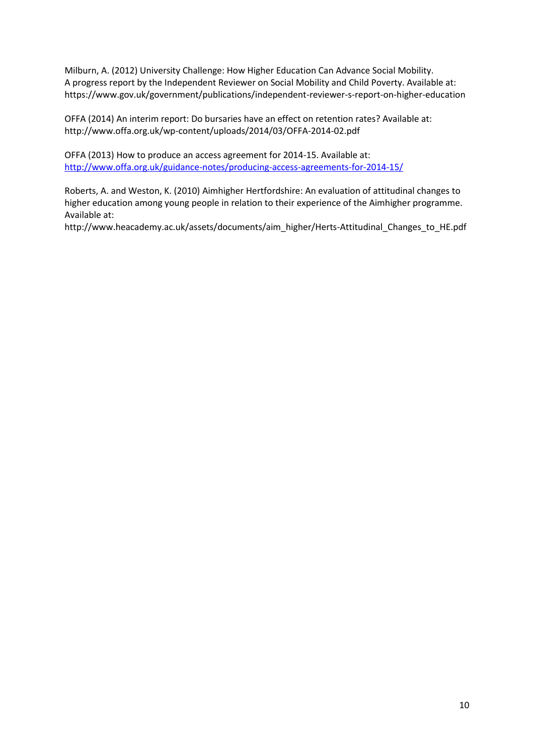Milburn, A. (2012) University Challenge: How Higher Education Can Advance Social Mobility. A progress report by the Independent Reviewer on Social Mobility and Child Poverty. Available at: https://www.gov.uk/government/publications/independent-reviewer-s-report-on-higher-education

OFFA (2014) An interim report: Do bursaries have an effect on retention rates? Available at: http://www.offa.org.uk/wp-content/uploads/2014/03/OFFA-2014-02.pdf

OFFA (2013) How to produce an access agreement for 2014-15. Available at: http://www.offa.org.uk/guidance-notes/producing-access-agreements-for-2014-15/

Roberts, A. and Weston, K. (2010) Aimhigher Hertfordshire: An evaluation of attitudinal changes to higher education among young people in relation to their experience of the Aimhigher programme. Available at: http://www.heacademy.ac.uk/assets/documents/aim_higher/Herts-Attitudinal_Changes_to_HE.pdf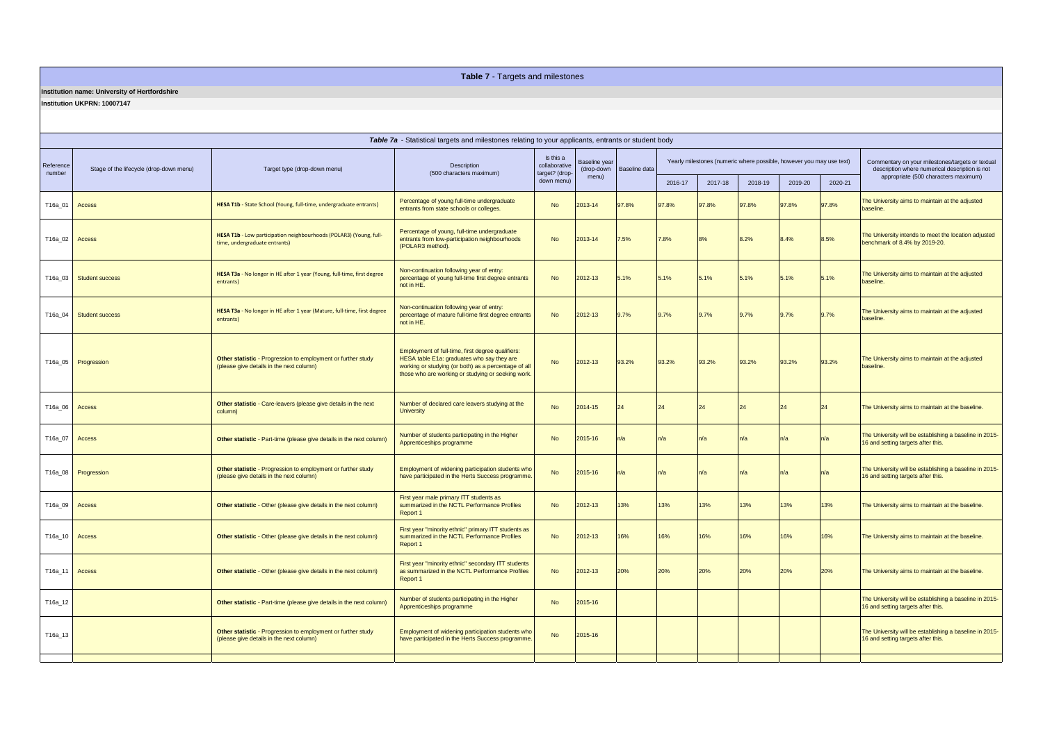## Table 7 - Targets and milestones

**Institution name: University of Hertfordshire**

**Institution UKPRN: 10007147**

### *Table 7a* - Statistical targets and milestones relating to your applicants, entrants or student body

| Reference number | Stage of the lifecycle (drop-down menu) | Target type (drop-down menu) | Description (500 characters maximum) | Is this a collaborative target? (drop-down menu) | Baseline year (drop-down menu) | Baseline data | Yearly milestones (numeric where possible, however you may use text) | | | | | Commentary on your milestones/targets or textual description where numerical description is not appropriate (500 characters maximum) |
|---|---|---|---|---|---|---|---|---|---|---|---|---|
| | | | | | | | 2016-17 | 2017-18 | 2018-19 | 2019-20 | 2020-21 | |
| T16a_01 | Access | **HESA T1b** - State School (Young, full-time, undergraduate entrants) | Percentage of young full-time undergraduate entrants from state schools or colleges. | No | 2013-14 | 97.8% | 97.8% | 97.8% | 97.8% | 97.8% | 97.8% | The University aims to maintain at the adjusted baseline. |
| T16a_02 | Access | **HESA T1b** - Low participation neighbourhoods (POLAR3) (Young, full-time, undergraduate entrants) | Percentage of young, full-time undergraduate entrants from low-participation neighbourhoods (POLAR3 method). | No | 2013-14 | 7.5% | 7.8% | 8% | 8.2% | 8.4% | 8.5% | The University intends to meet the location adjusted benchmark of 8.4% by 2019-20. |
| T16a_03 | Student success | **HESA T3a** - No longer in HE after 1 year (Young, full-time, first degree entrants) | Non-continuation following year of entry: percentage of young full-time first degree entrants not in HE. | No | 2012-13 | 5.1% | 5.1% | 5.1% | 5.1% | 5.1% | 5.1% | The University aims to maintain at the adjusted baseline. |
| T16a_04 | Student success | **HESA T3a** - No longer in HE after 1 year (Mature, full-time, first degree entrants) | Non-continuation following year of entry: percentage of mature full-time first degree entrants not in HE. | No | 2012-13 | 9.7% | 9.7% | 9.7% | 9.7% | 9.7% | 9.7% | The University aims to maintain at the adjusted baseline. |
| T16a_05 | Progression | **Other statistic** - Progression to employment or further study (please give details in the next column) | Employment of full-time, first degree qualifiers: HESA table E1a: graduates who say they are working or studying (or both) as a percentage of all those who are working or studying or seeking work. | No | 2012-13 | 93.2% | 93.2% | 93.2% | 93.2% | 93.2% | 93.2% | The University aims to maintain at the adjusted baseline. |
| T16a_06 | Access | **Other statistic** - Care-leavers (please give details in the next column) | Number of declared care leavers studying at the University | No | 2014-15 | 24 | 24 | 24 | 24 | 24 | 24 | The University aims to maintain at the baseline. |
| T16a_07 | Access | **Other statistic** - Part-time (please give details in the next column) | Number of students participating in the Higher Apprenticeships programme | No | 2015-16 | n/a | n/a | n/a | n/a | n/a | n/a | The University will be establishing a baseline in 2015-16 and setting targets after this. |
| T16a_08 | Progression | **Other statistic** - Progression to employment or further study (please give details in the next column) | Employment of widening participation students who have participated in the Herts Success programme. | No | 2015-16 | n/a | n/a | n/a | n/a | n/a | n/a | The University will be establishing a baseline in 2015-16 and setting targets after this. |
| T16a_09 | Access | **Other statistic** - Other (please give details in the next column) | First year male primary ITT students as summarized in the NCTL Performance Profiles Report 1 | No | 2012-13 | 13% | 13% | 13% | 13% | 13% | 13% | The University aims to maintain at the baseline. |
| T16a_10 | Access | **Other statistic** - Other (please give details in the next column) | First year "minority ethnic" primary ITT students as summarized in the NCTL Performance Profiles Report 1 | No | 2012-13 | 16% | 16% | 16% | 16% | 16% | 16% | The University aims to maintain at the baseline. |
| T16a_11 | Access | **Other statistic** - Other (please give details in the next column) | First year "minority ethnic" secondary ITT students as summarized in the NCTL Performance Profiles Report 1 | No | 2012-13 | 20% | 20% | 20% | 20% | 20% | 20% | The University aims to maintain at the baseline. |
| T16a_12 | | **Other statistic** - Part-time (please give details in the next column) | Number of students participating in the Higher Apprenticeships programme | No | 2015-16 | | | | | | | The University will be establishing a baseline in 2015-16 and setting targets after this. |
| T16a_13 | | **Other statistic** - Progression to employment or further study (please give details in the next column) | Employment of widening participation students who have participated in the Herts Success programme. | No | 2015-16 | | | | | | | The University will be establishing a baseline in 2015-16 and setting targets after this. |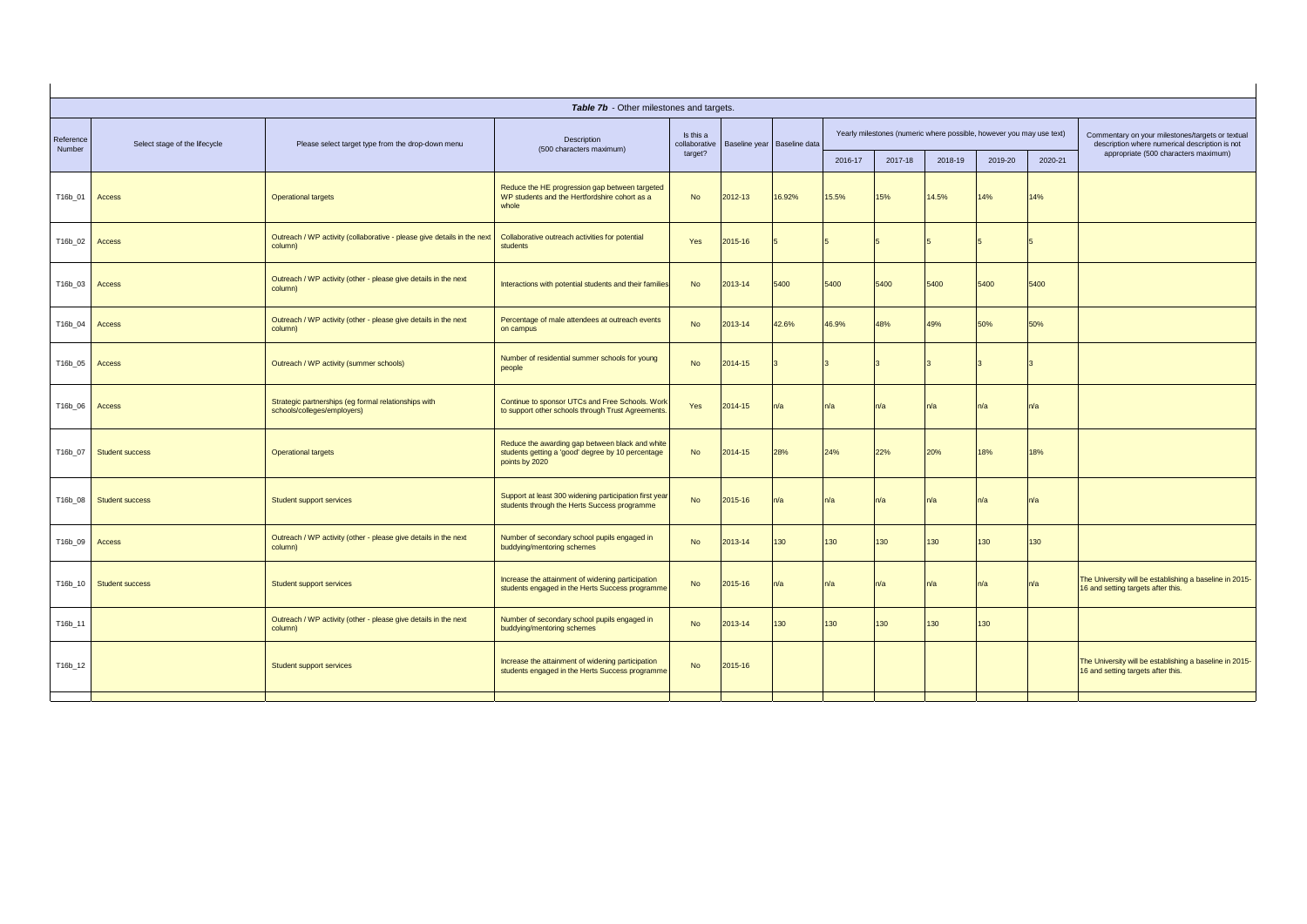| *Table 7b* - Other milestones and targets. | | | | | | | | | | | | | |
|---|---|---|---|---|---|---|---|---|---|---|---|---|---|
| Reference Number | Select stage of the lifecycle | Please select target type from the drop-down menu | Description (500 characters maximum) | Is this a collaborative target? | Baseline year | Baseline data | Yearly milestones (numeric where possible, however you may use text) | | | | | Commentary on your milestones/targets or textual description where numerical description is not appropriate (500 characters maximum) |
| | | | | | | | 2016-17 | 2017-18 | 2018-19 | 2019-20 | 2020-21 | |
| T16b_01 | Access | Operational targets | Reduce the HE progression gap between targeted WP students and the Hertfordshire cohort as a whole | No | 2012-13 | 16.92% | 15.5% | 15% | 14.5% | 14% | 14% | |
| T16b_02 | Access | Outreach / WP activity (collaborative - please give details in the next column) | Collaborative outreach activities for potential students | Yes | 2015-16 | 5 | 5 | 5 | 5 | 5 | 5 | |
| T16b_03 | Access | Outreach / WP activity (other - please give details in the next column) | Interactions with potential students and their families | No | 2013-14 | 5400 | 5400 | 5400 | 5400 | 5400 | 5400 | |
| T16b_04 | Access | Outreach / WP activity (other - please give details in the next column) | Percentage of male attendees at outreach events on campus | No | 2013-14 | 42.6% | 46.9% | 48% | 49% | 50% | 50% | |
| T16b_05 | Access | Outreach / WP activity (summer schools) | Number of residential summer schools for young people | No | 2014-15 | 3 | 3 | 3 | 3 | 3 | 3 | |
| T16b_06 | Access | Strategic partnerships (eg formal relationships with schools/colleges/employers) | Continue to sponsor UTCs and Free Schools. Work to support other schools through Trust Agreements. | Yes | 2014-15 | n/a | n/a | n/a | n/a | n/a | n/a | |
| T16b_07 | Student success | Operational targets | Reduce the awarding gap between black and white students getting a 'good' degree by 10 percentage points by 2020 | No | 2014-15 | 28% | 24% | 22% | 20% | 18% | 18% | |
| T16b_08 | Student success | Student support services | Support at least 300 widening participation first year students through the Herts Success programme | No | 2015-16 | n/a | n/a | n/a | n/a | n/a | n/a | |
| T16b_09 | Access | Outreach / WP activity (other - please give details in the next column) | Number of secondary school pupils engaged in buddying/mentoring schemes | No | 2013-14 | 130 | 130 | 130 | 130 | 130 | 130 | |
| T16b_10 | Student success | Student support services | Increase the attainment of widening participation students engaged in the Herts Success programme | No | 2015-16 | n/a | n/a | n/a | n/a | n/a | n/a | The University will be establishing a baseline in 2015-16 and setting targets after this. |
| T16b_11 | | Outreach / WP activity (other - please give details in the next column) | Number of secondary school pupils engaged in buddying/mentoring schemes | No | 2013-14 | 130 | 130 | 130 | 130 | 130 | | |
| T16b_12 | | Student support services | Increase the attainment of widening participation students engaged in the Herts Success programme | No | 2015-16 | | | | | | | The University will be establishing a baseline in 2015-16 and setting targets after this. |